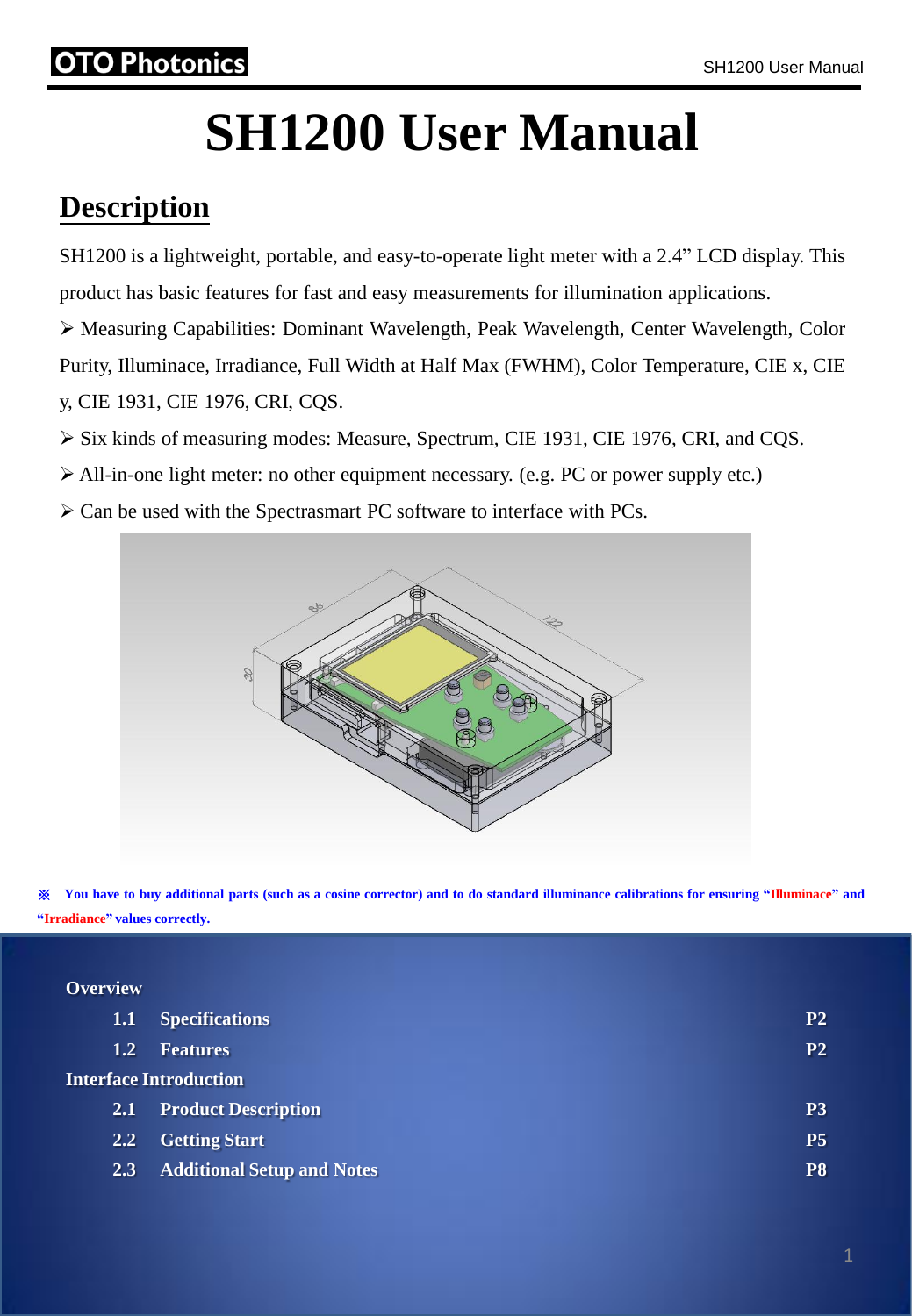# SH1200 User Manual

## Description

SH1200 is a lightweight, portable, and easy-to-operate light meter with a 2.4” LCD display. This product has basic features for fast and easy measurements for illumination applications.

- Measuring Capabilities: Dominant Wavelength, Peak Wavelength, Center Wavelength, Color Purity, Illuminace, Irradiance, Full Width at Half Max (FWHM), Color Temperature, CIE x, CIE y, CIE 1931, CIE 1976, CRI, CQS.
- Six kinds of measuring modes: Measure, Spectrum, CIE 1931, CIE 1976, CRI, and CQS.
- All-in-one light meter: no other equipment necessary. (e.g. PC or power supply etc.)
- Can be used with the Spectrasmart PC software to interface with PCs.

**※ You have to buy additional parts (such as a cosine corrector) and to do standard illuminance calibrations for ensuring “Illuminace” and “Irradiance” values correctly.**

**Overview**

| | | |
|---|---|---|
| 1.1 | Specifications | P2 |
| 1.2 | Features | P2 |

**Interface Introduction**

| | | |
|---|---|---|
| 2.1 | Product Description | P3 |
| 2.2 | Getting Start | P5 |
| 2.3 | Additional Setup and Notes | P8 |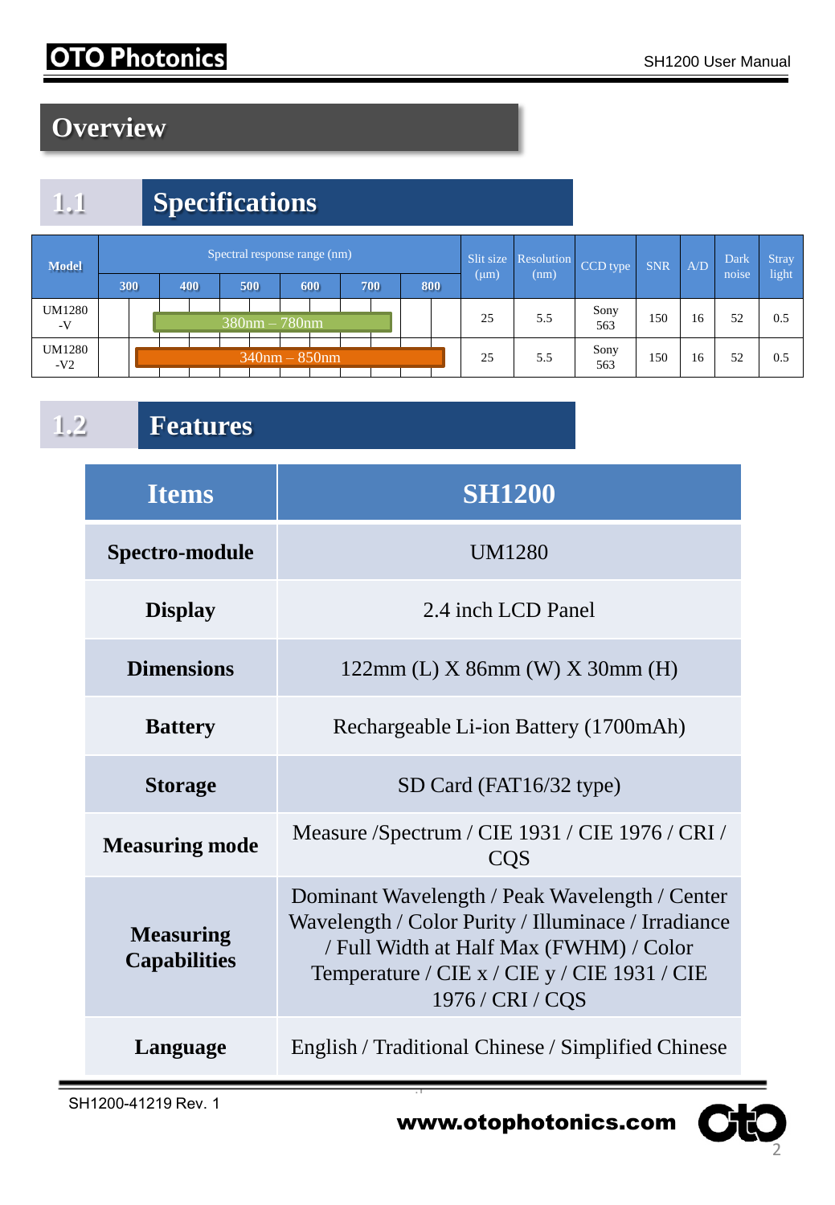# Overview

## 1.1 Specifications

| Model | Spectral response range (nm) | | | | | | Slit size (μm) | Resolution (nm) | CCD type | SNR | A/D | Dark noise | Stray light |
|---|---|---|---|---|---|---|---|---|---|---|---|---|---|
| | 300 | 400 | 500 | 600 | 700 | 800 | | | | | | | |
| UM1280 -V | 380nm – 780nm | | | | | | 25 | 5.5 | Sony 563 | 150 | 16 | 52 | 0.5 |
| UM1280 -V2 | 340nm – 850nm | | | | | | 25 | 5.5 | Sony 563 | 150 | 16 | 52 | 0.5 |

## 1.2 Features

| Items | SH1200 |
|---|---|
| **Spectro-module** | UM1280 |
| **Display** | 2.4 inch LCD Panel |
| **Dimensions** | 122mm (L) X 86mm (W) X 30mm (H) |
| **Battery** | Rechargeable Li-ion Battery (1700mAh) |
| **Storage** | SD Card (FAT16/32 type) |
| **Measuring mode** | Measure /Spectrum / CIE 1931 / CIE 1976 / CRI / CQS |
| **Measuring Capabilities** | Dominant Wavelength / Peak Wavelength / Center Wavelength / Color Purity / Illuminace / Irradiance / Full Width at Half Max (FWHM) / Color Temperature / CIE x / CIE y / CIE 1931 / CIE 1976 / CRI / CQS |
| **Language** | English / Traditional Chinese / Simplified Chinese |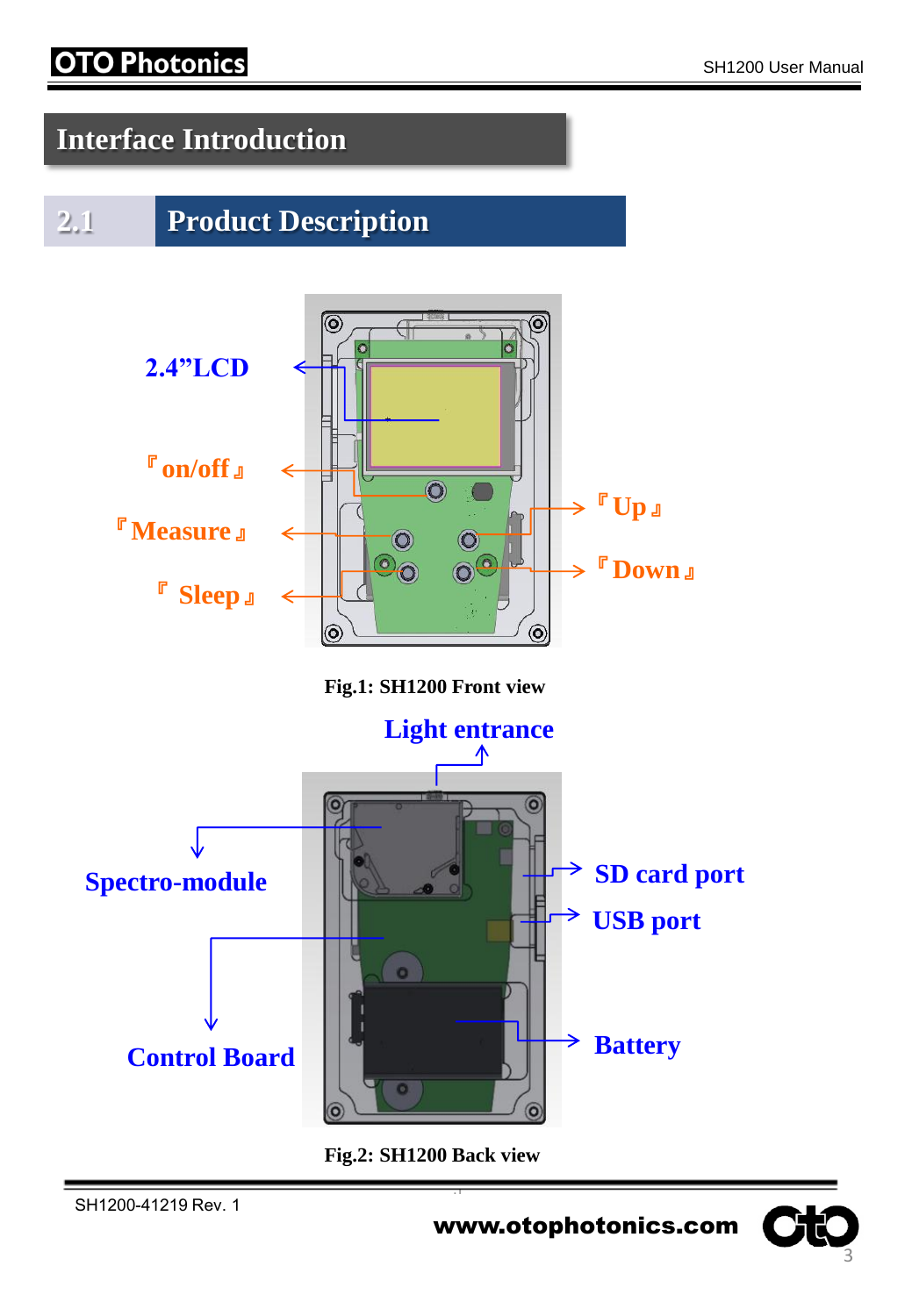# Interface Introduction

## 2.1 Product Description

2.4"LCD

『on/off』

『Measure』

『Sleep』

『Up』

『Down』

Fig.1: SH1200 Front view

Light entrance

Spectro-module

Control Board

SD card port

USB port

Battery

Fig.2: SH1200 Back view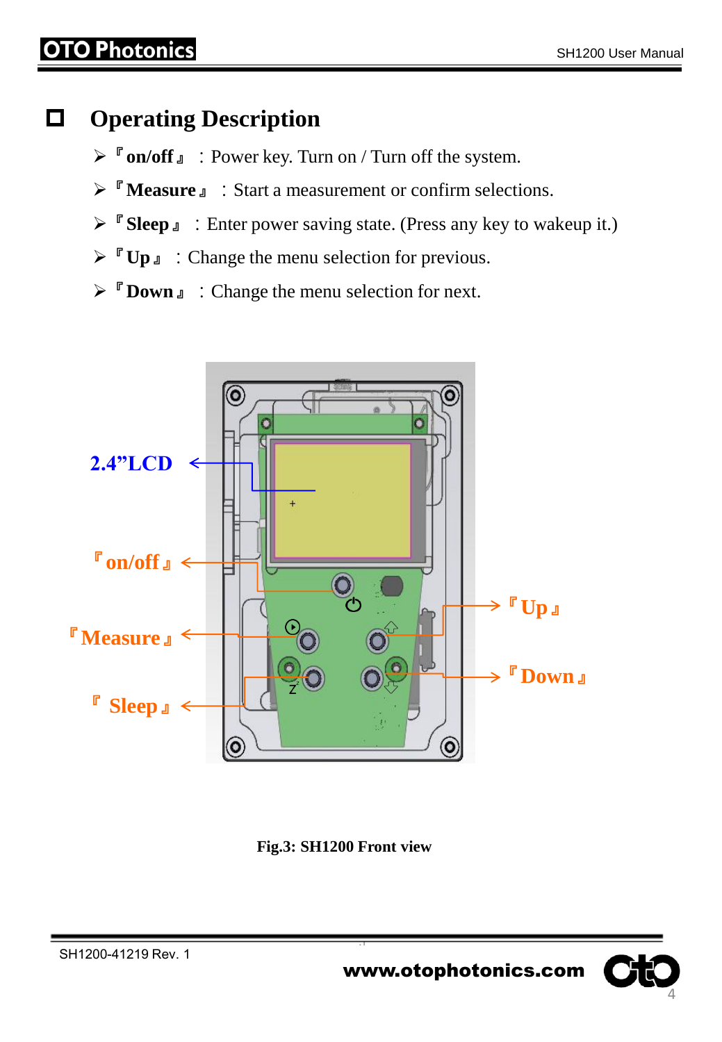## Operating Description

- 『**on/off**』：Power key. Turn on / Turn off the system.
- 『**Measure**』：Start a measurement or confirm selections.
- 『**Sleep**』：Enter power saving state. (Press any key to wakeup it.)
- 『**Up**』：Change the menu selection for previous.
- 『**Down**』：Change the menu selection for next.

2.4”LCD

『on/off』

『Measure』

『Sleep』

『Up』

『Down』

**Fig.3: SH1200 Front view**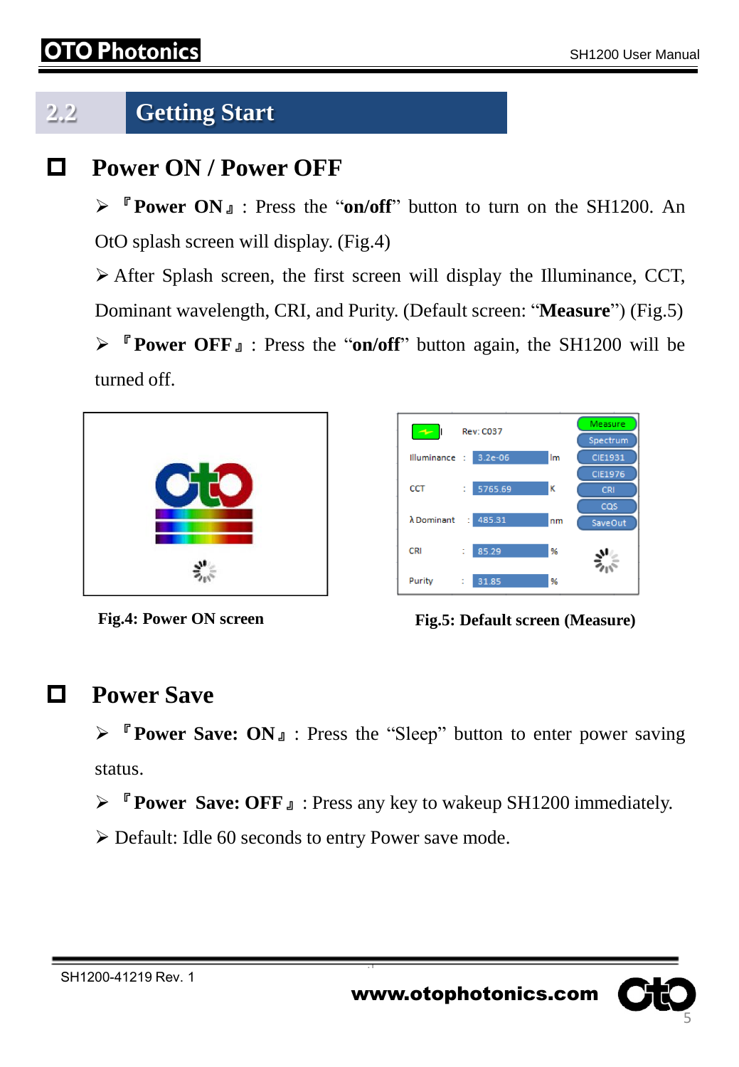## 2.2 Getting Start

### Power ON / Power OFF

- 『**Power ON**』: Press the "**on/off**" button to turn on the SH1200. An OtO splash screen will display. (Fig.4)
- After Splash screen, the first screen will display the Illuminance, CCT, Dominant wavelength, CRI, and Purity. (Default screen: "**Measure**") (Fig.5)
- 『**Power OFF**』: Press the "**on/off**" button again, the SH1200 will be turned off.

**Fig.4: Power ON screen**

**Fig.5: Default screen (Measure)**

### Power Save

- 『**Power Save: ON**』: Press the "Sleep" button to enter power saving status.
- 『**Power Save: OFF**』: Press any key to wakeup SH1200 immediately.
- Default: Idle 60 seconds to entry Power save mode.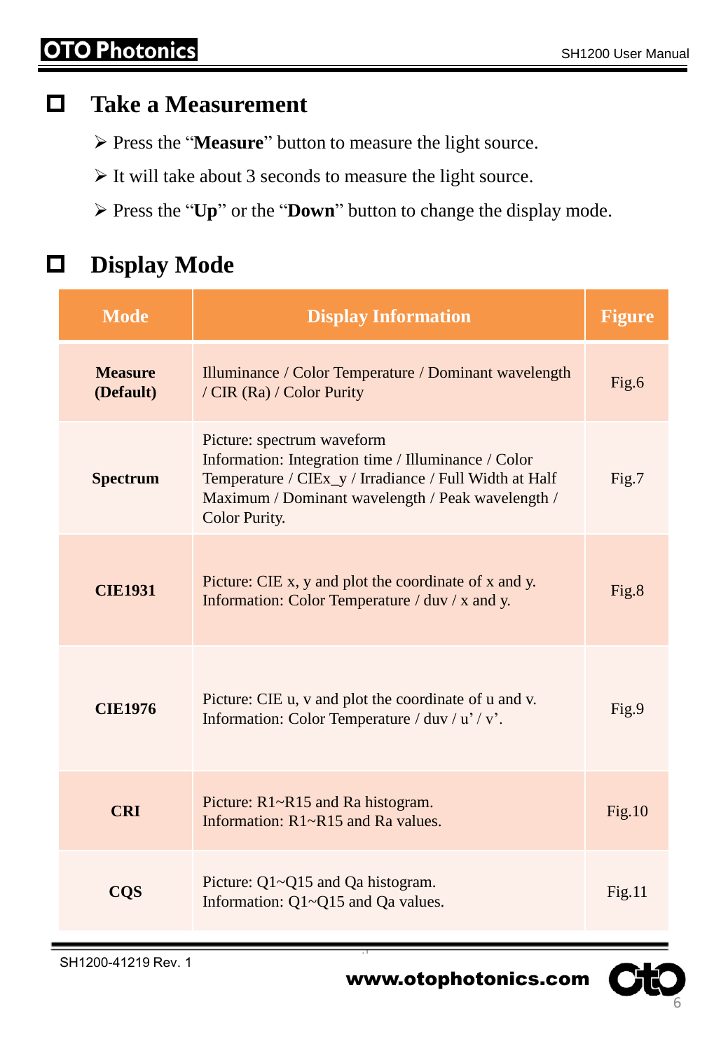## Take a Measurement

- Press the "**Measure**" button to measure the light source.
- It will take about 3 seconds to measure the light source.
- Press the "**Up**" or the "**Down**" button to change the display mode.

## Display Mode

| Mode | Display Information | Figure |
|---|---|---|
| **Measure (Default)** | Illuminance / Color Temperature / Dominant wavelength / CIR (Ra) / Color Purity | Fig.6 |
| **Spectrum** | Picture: spectrum waveform<br>Information: Integration time / Illuminance / Color Temperature / CIEx_y / Irradiance / Full Width at Half Maximum / Dominant wavelength / Peak wavelength / Color Purity. | Fig.7 |
| **CIE1931** | Picture: CIE x, y and plot the coordinate of x and y.<br>Information: Color Temperature / duv / x and y. | Fig.8 |
| **CIE1976** | Picture: CIE u, v and plot the coordinate of u and v.<br>Information: Color Temperature / duv / u' / v'. | Fig.9 |
| **CRI** | Picture: R1~R15 and Ra histogram.<br>Information: R1~R15 and Ra values. | Fig.10 |
| **CQS** | Picture: Q1~Q15 and Qa histogram.<br>Information: Q1~Q15 and Qa values. | Fig.11 |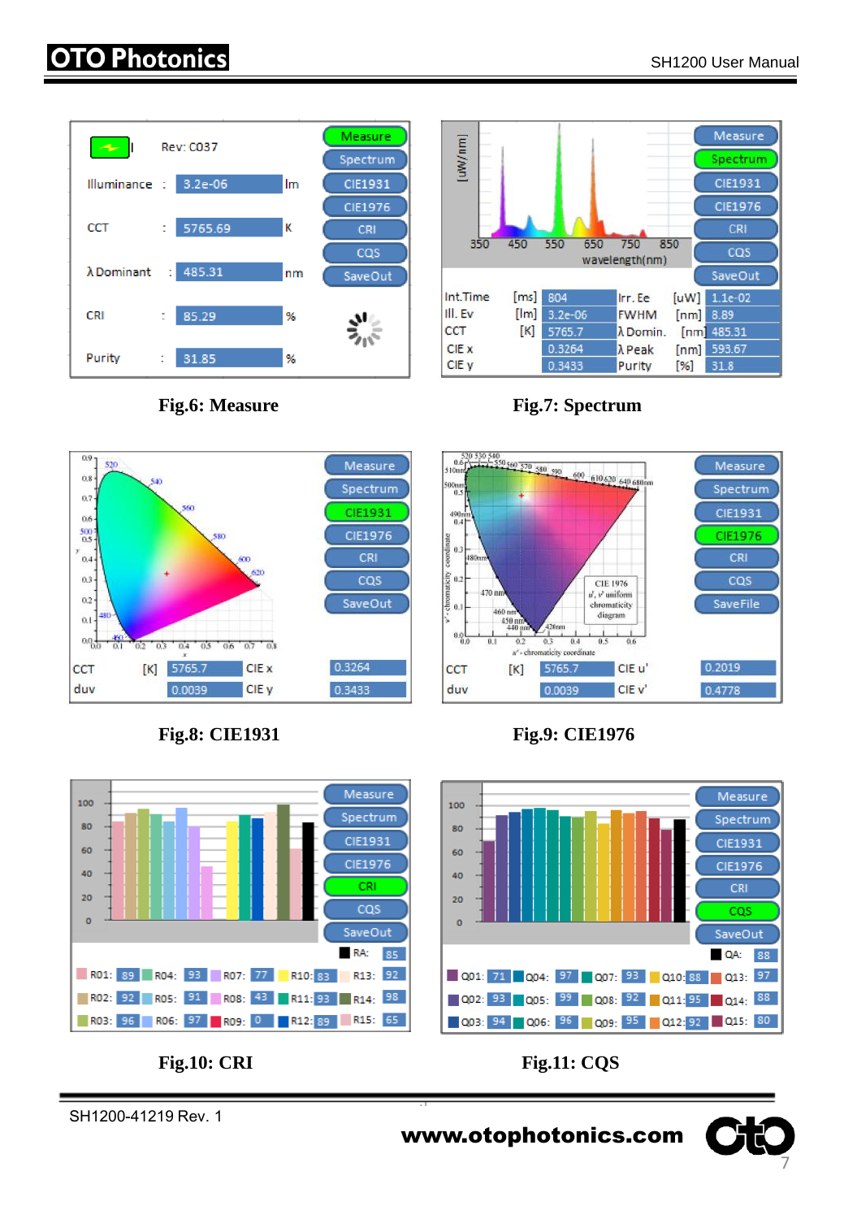Fig.6: Measure

Fig.7: Spectrum

Fig.8: CIE1931

Fig.9: CIE1976

Fig.10: CRI

Fig.11: CQS

SH1200-41219 Rev. 1

www.otophotonics.com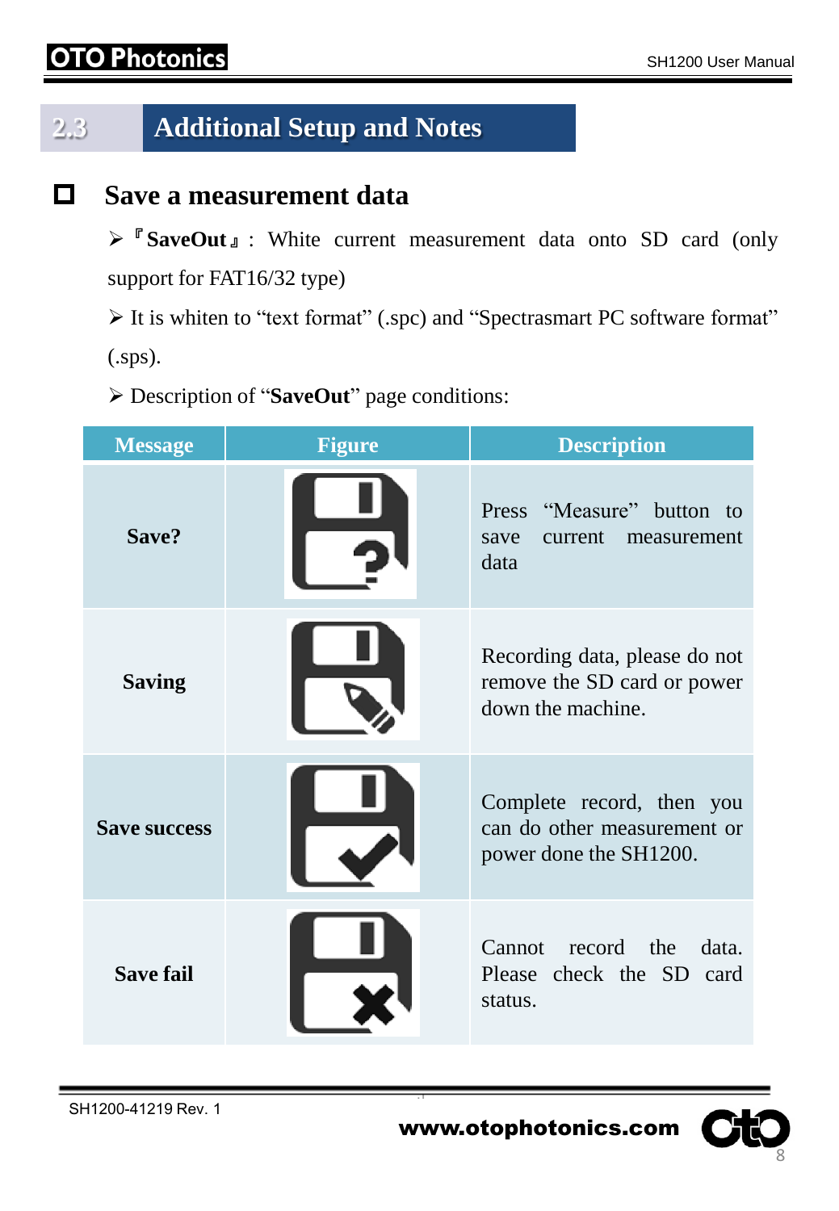## 2.3 Additional Setup and Notes

### ◻ Save a measurement data

- 『**SaveOut**』: White current measurement data onto SD card (only support for FAT16/32 type)
- It is whiten to "text format" (.spc) and "Spectrasmart PC software format" (.sps).
- Description of "**SaveOut**" page conditions:

| Message | Figure | Description |
|---|---|---|
| **Save?** | | Press "Measure" button to save current measurement data |
| **Saving** | | Recording data, please do not remove the SD card or power down the machine. |
| **Save success** | | Complete record, then you can do other measurement or power done the SH1200. |
| **Save fail** | | Cannot record the data. Please check the SD card status. |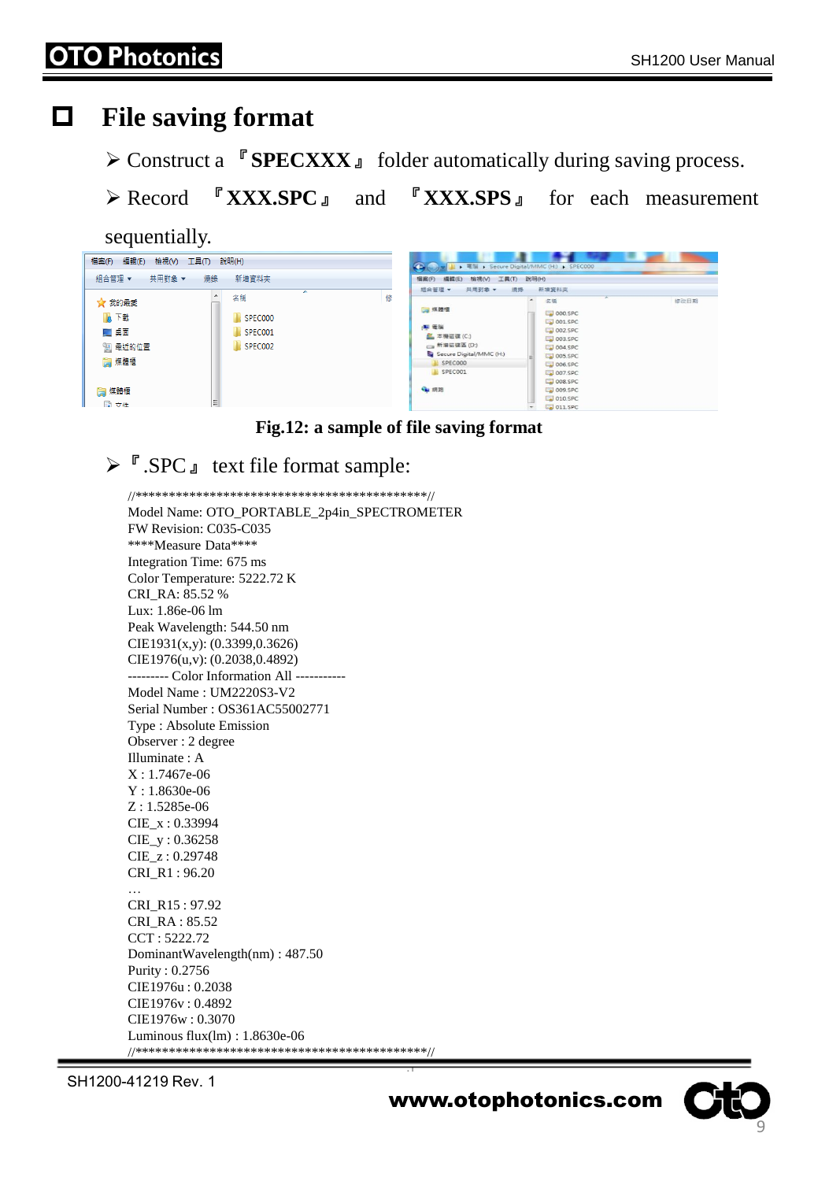# File saving format

- Construct a 『SPECXXX』 folder automatically during saving process.
- Record 『XXX.SPC』 and 『XXX.SPS』 for each measurement sequentially.

**Fig.12: a sample of file saving format**

- 『.SPC』 text file format sample:

```
//*******************************************//
Model Name: OTO_PORTABLE_2p4in_SPECTROMETER
FW Revision: C035-C035
****Measure Data****
Integration Time: 675 ms
Color Temperature: 5222.72 K
CRI_RA: 85.52 %
Lux: 1.86e-06 lm
Peak Wavelength: 544.50 nm
CIE1931(x,y): (0.3399,0.3626)
CIE1976(u,v): (0.2038,0.4892)
--------- Color Information All -----------
Model Name : UM2220S3-V2
Serial Number : OS361AC55002771
Type : Absolute Emission
Observer : 2 degree
Illuminate : A
X : 1.7467e-06
Y : 1.8630e-06
Z : 1.5285e-06
CIE_x : 0.33994
CIE_y : 0.36258
CIE_z : 0.29748
CRI_R1 : 96.20
…
CRI_R15 : 97.92
CRI_RA : 85.52
CCT : 5222.72
DominantWavelength(nm) : 487.50
Purity : 0.2756
CIE1976u : 0.2038
CIE1976v : 0.4892
CIE1976w : 0.3070
Luminous flux(lm) : 1.8630e-06
//*******************************************//
```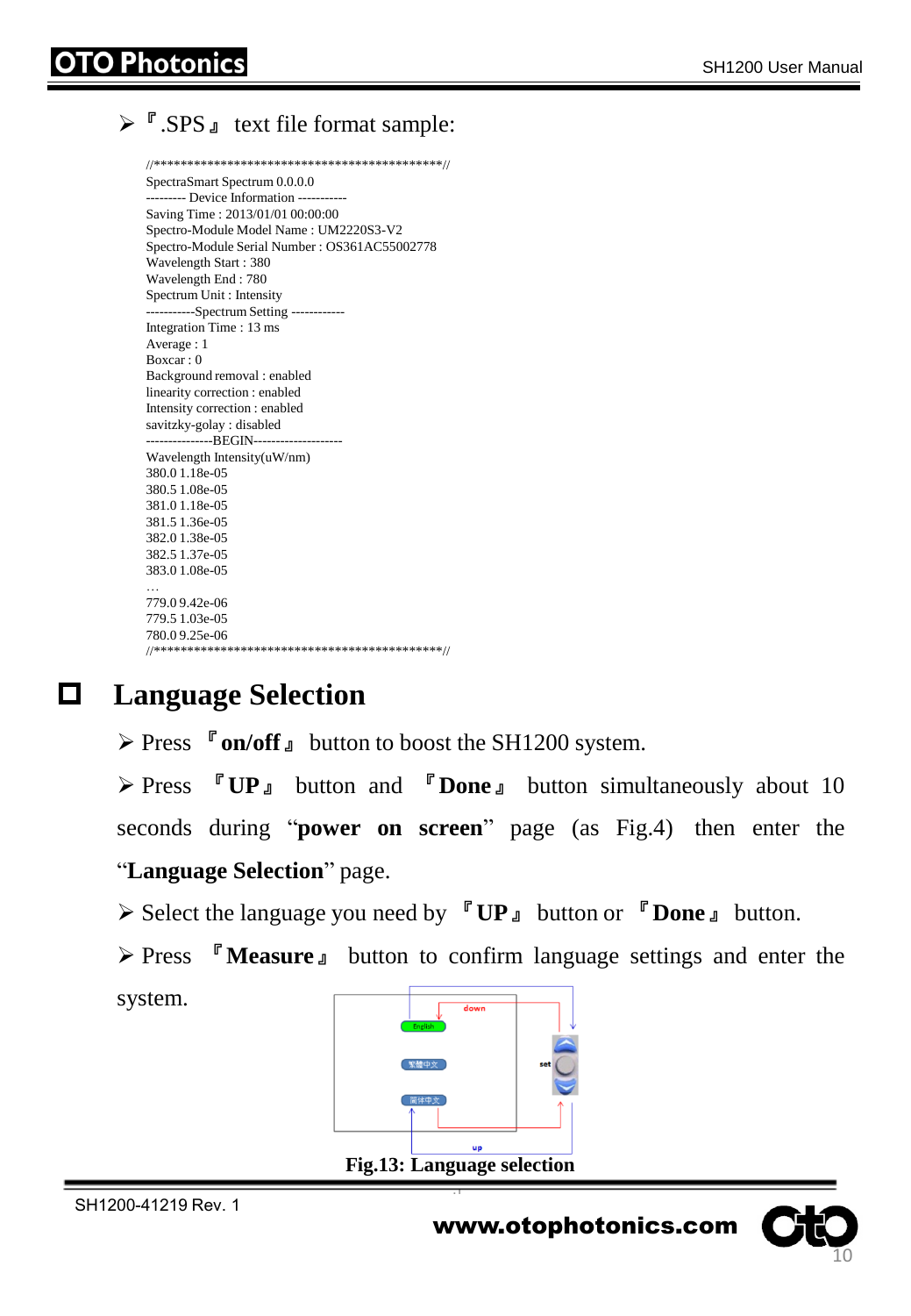- 『.SPS』 text file format sample:

```
//*********************************************//
SpectraSmart Spectrum 0.0.0.0
--------- Device Information -----------
Saving Time : 2013/01/01 00:00:00
Spectro-Module Model Name : UM2220S3-V2
Spectro-Module Serial Number : OS361AC55002778
Wavelength Start : 380
Wavelength End : 780
Spectrum Unit : Intensity
-----------Spectrum Setting ------------
Integration Time : 13 ms
Average : 1
Boxcar : 0
Background removal : enabled
linearity correction : enabled
Intensity correction : enabled
savitzky-golay : disabled
---------------BEGIN--------------------
Wavelength Intensity(uW/nm)
380.0 1.18e-05
380.5 1.08e-05
381.0 1.18e-05
381.5 1.36e-05
382.0 1.38e-05
382.5 1.37e-05
383.0 1.08e-05
…
779.0 9.42e-06
779.5 1.03e-05
780.0 9.25e-06
//*********************************************//
```

## Language Selection

- Press 『**on/off**』 button to boost the SH1200 system.
- Press 『**UP**』 button and 『**Done**』 button simultaneously about 10 seconds during "**power on screen**" page (as Fig.4) then enter the "**Language Selection**" page.
- Select the language you need by 『**UP**』 button or 『**Done**』 button.
- Press 『**Measure**』 button to confirm language settings and enter the system.

down

English

繁體中文

简体中文

set

up

**Fig.13: Language selection**